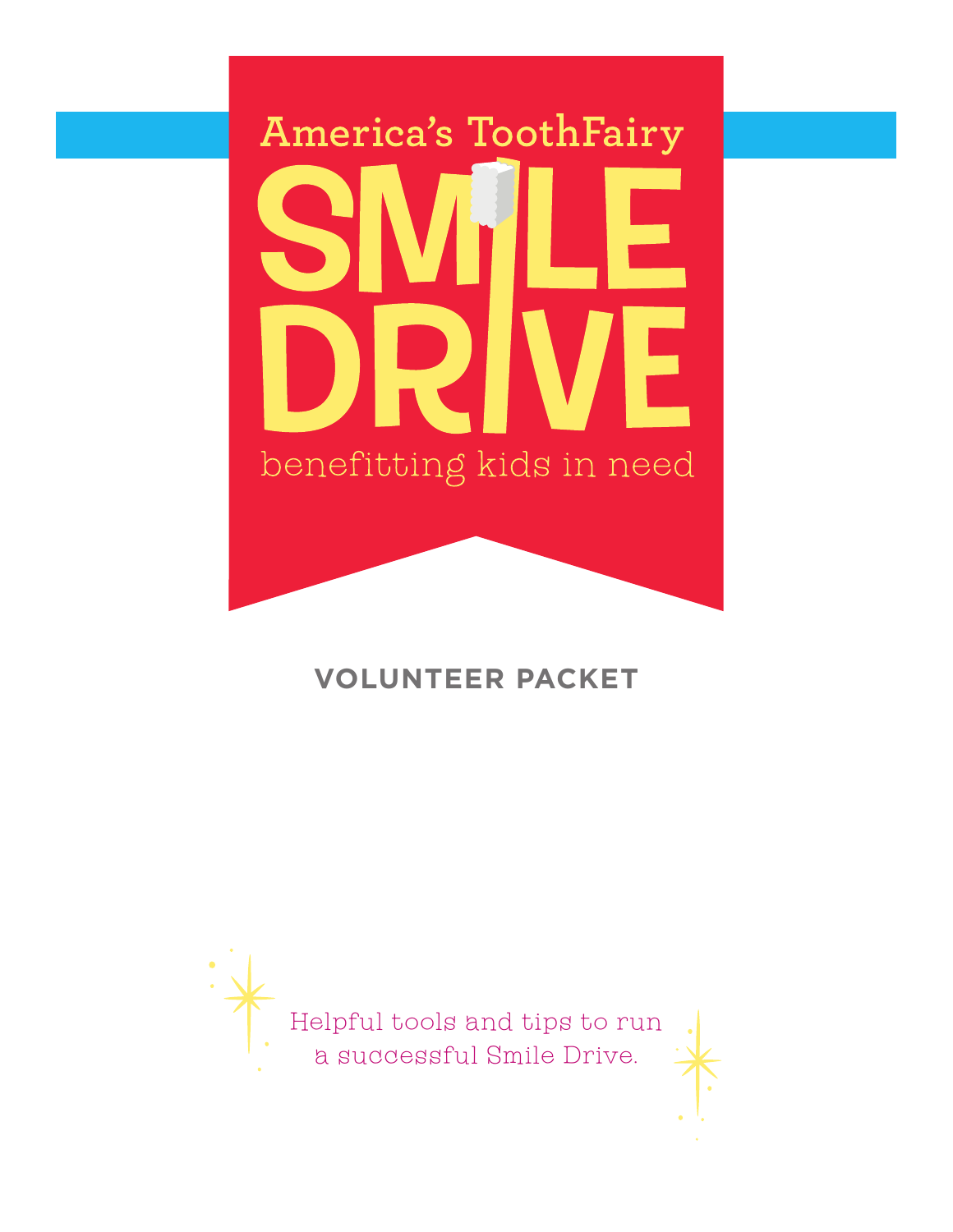America's ToothFairy

# SMILE DRIVE

benefitting kids in need

## VOLUNTEER PACKET

Helpful tools and tips to run a successful Smile Drive.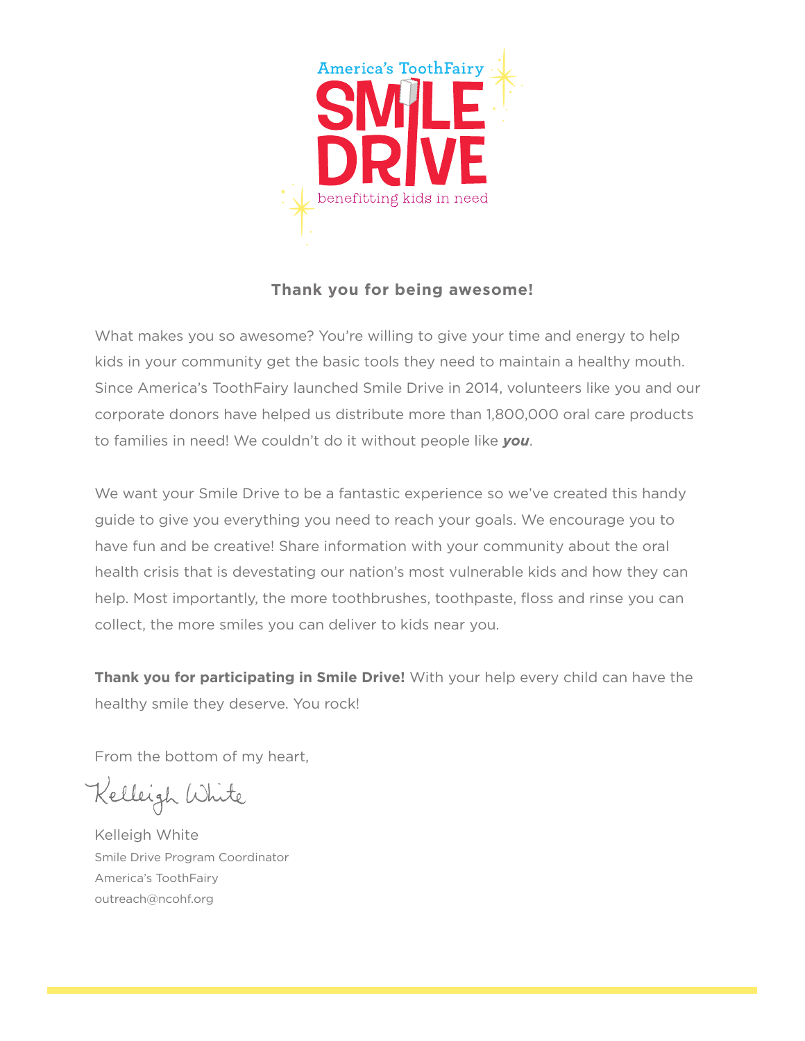America's ToothFairy

# SMILE DRIVE

benefitting kids in need

**Thank you for being awesome!**

What makes you so awesome? You're willing to give your time and energy to help kids in your community get the basic tools they need to maintain a healthy mouth. Since America's ToothFairy launched Smile Drive in 2014, volunteers like you and our corporate donors have helped us distribute more than 1,800,000 oral care products to families in need! We couldn't do it without people like ***you***.

We want your Smile Drive to be a fantastic experience so we've created this handy guide to give you everything you need to reach your goals. We encourage you to have fun and be creative! Share information with your community about the oral health crisis that is devestating our nation's most vulnerable kids and how they can help. Most importantly, the more toothbrushes, toothpaste, floss and rinse you can collect, the more smiles you can deliver to kids near you.

**Thank you for participating in Smile Drive!** With your help every child can have the healthy smile they deserve. You rock!

From the bottom of my heart,

Kelleigh White

Kelleigh White
Smile Drive Program Coordinator
America's ToothFairy
outreach@ncohf.org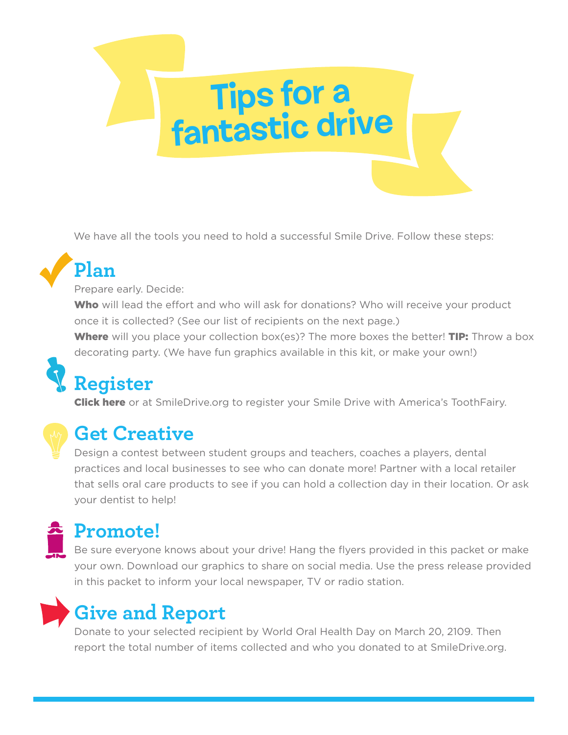# Tips for a fantastic drive

We have all the tools you need to hold a successful Smile Drive. Follow these steps:

## Plan

Prepare early. Decide:

**Who** will lead the effort and who will ask for donations? Who will receive your product once it is collected? (See our list of recipients on the next page.)

**Where** will you place your collection box(es)? The more boxes the better! **TIP:** Throw a box decorating party. (We have fun graphics available in this kit, or make your own!)

## Register

**Click here** or at SmileDrive.org to register your Smile Drive with America's ToothFairy.

## Get Creative

Design a contest between student groups and teachers, coaches a players, dental practices and local businesses to see who can donate more! Partner with a local retailer that sells oral care products to see if you can hold a collection day in their location. Or ask your dentist to help!

## Promote!

Be sure everyone knows about your drive! Hang the flyers provided in this packet or make your own. Download our graphics to share on social media. Use the press release provided in this packet to inform your local newspaper, TV or radio station.

## Give and Report

Donate to your selected recipient by World Oral Health Day on March 20, 2109. Then report the total number of items collected and who you donated to at SmileDrive.org.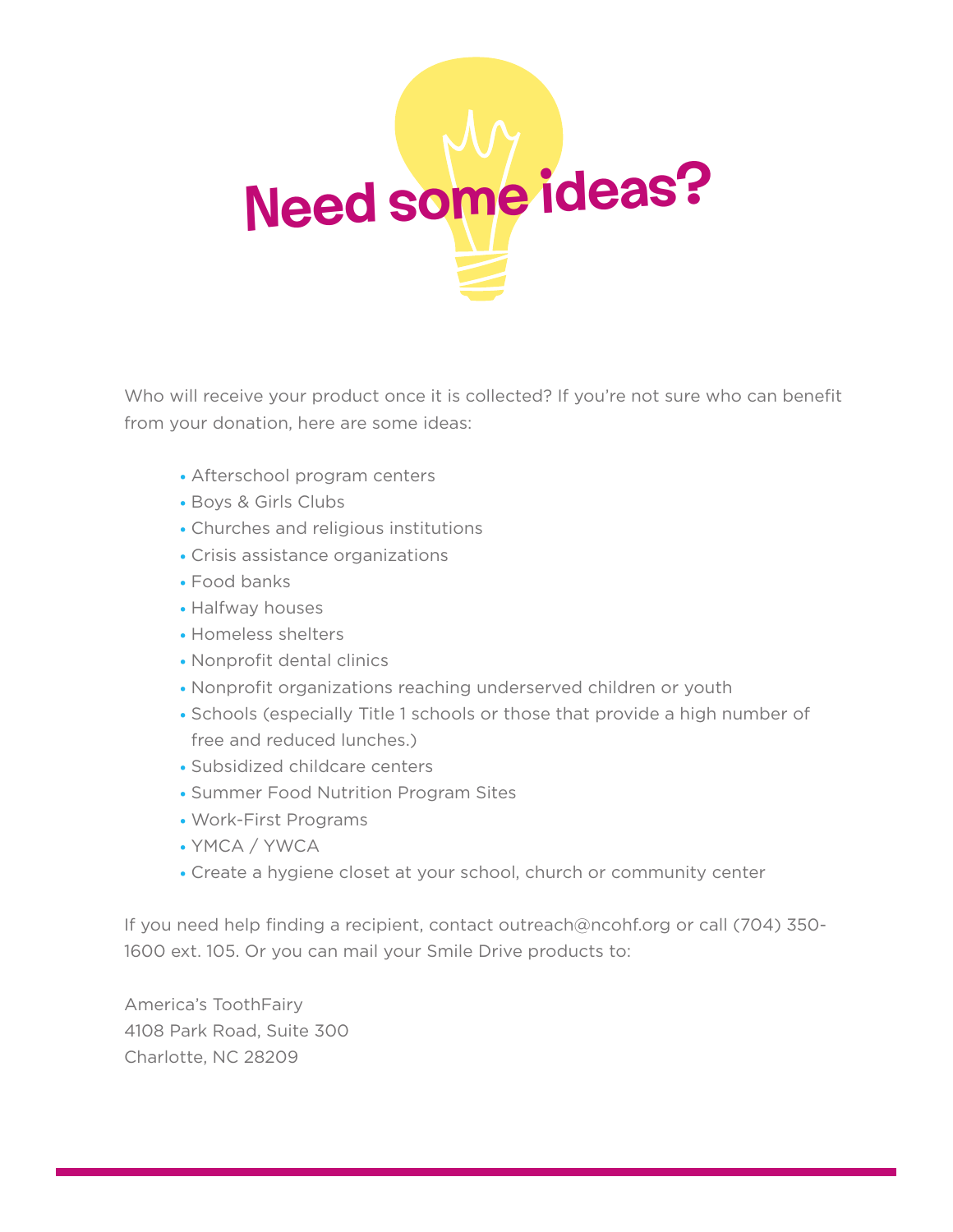# Need some ideas?

Who will receive your product once it is collected? If you're not sure who can benefit from your donation, here are some ideas:

- Afterschool program centers
- Boys & Girls Clubs
- Churches and religious institutions
- Crisis assistance organizations
- Food banks
- Halfway houses
- Homeless shelters
- Nonprofit dental clinics
- Nonprofit organizations reaching underserved children or youth
- Schools (especially Title 1 schools or those that provide a high number of free and reduced lunches.)
- Subsidized childcare centers
- Summer Food Nutrition Program Sites
- Work-First Programs
- YMCA / YWCA
- Create a hygiene closet at your school, church or community center

If you need help finding a recipient, contact outreach@ncohf.org or call (704) 350-1600 ext. 105. Or you can mail your Smile Drive products to:

America's ToothFairy
4108 Park Road, Suite 300
Charlotte, NC 28209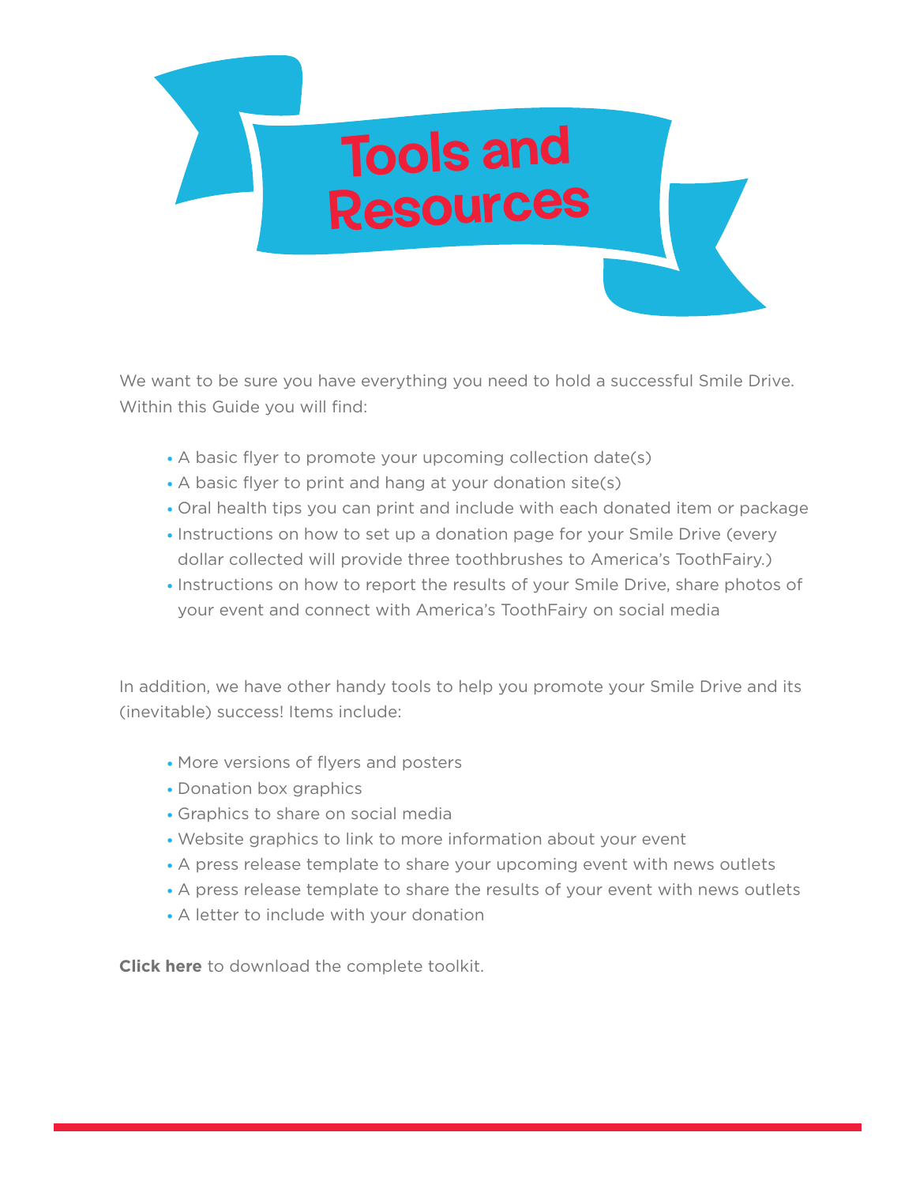# Tools and Resources

We want to be sure you have everything you need to hold a successful Smile Drive. Within this Guide you will find:

- A basic flyer to promote your upcoming collection date(s)
- A basic flyer to print and hang at your donation site(s)
- Oral health tips you can print and include with each donated item or package
- Instructions on how to set up a donation page for your Smile Drive (every dollar collected will provide three toothbrushes to America's ToothFairy.)
- Instructions on how to report the results of your Smile Drive, share photos of your event and connect with America's ToothFairy on social media

In addition, we have other handy tools to help you promote your Smile Drive and its (inevitable) success! Items include:

- More versions of flyers and posters
- Donation box graphics
- Graphics to share on social media
- Website graphics to link to more information about your event
- A press release template to share your upcoming event with news outlets
- A press release template to share the results of your event with news outlets
- A letter to include with your donation

**Click here** to download the complete toolkit.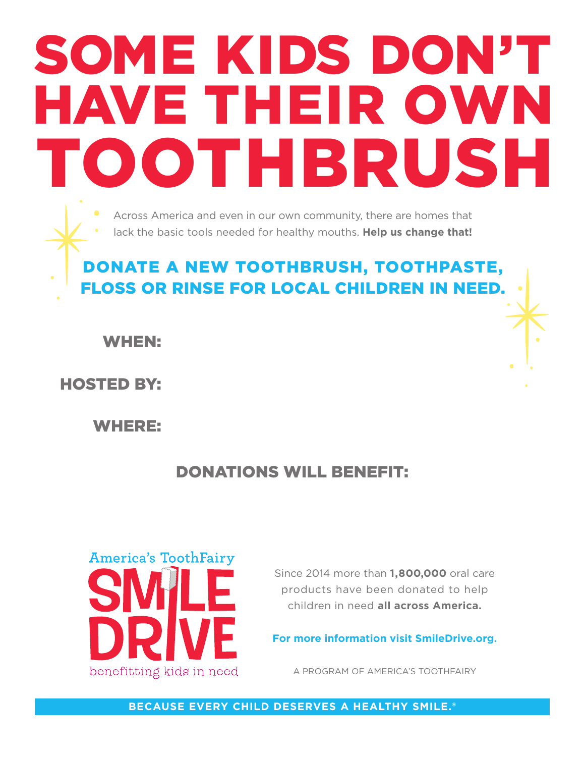# SOME KIDS DON'T HAVE THEIR OWN TOOTHBRUSH

Across America and even in our own community, there are homes that lack the basic tools needed for healthy mouths. **Help us change that!**

## DONATE A NEW TOOTHBRUSH, TOOTHPASTE, FLOSS OR RINSE FOR LOCAL CHILDREN IN NEED.

**WHEN:**

**HOSTED BY:**

**WHERE:**

**DONATIONS WILL BENEFIT:**

America's ToothFairy

SMILE DRIVE

benefitting kids in need

Since 2014 more than **1,800,000** oral care products have been donated to help children in need **all across America.**

**For more information visit SmileDrive.org.**

A PROGRAM OF AMERICA'S TOOTHFAIRY

**BECAUSE EVERY CHILD DESERVES A HEALTHY SMILE.®**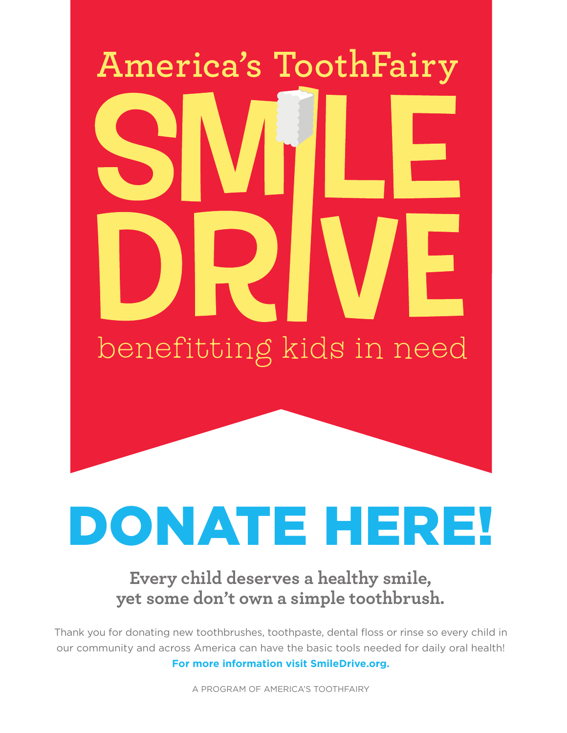America's ToothFairy

# SMILE DRIVE

benefitting kids in need

# DONATE HERE!

**Every child deserves a healthy smile, yet some don't own a simple toothbrush.**

Thank you for donating new toothbrushes, toothpaste, dental floss or rinse so every child in our community and across America can have the basic tools needed for daily oral health!

**For more information visit SmileDrive.org.**

A PROGRAM OF AMERICA'S TOOTHFAIRY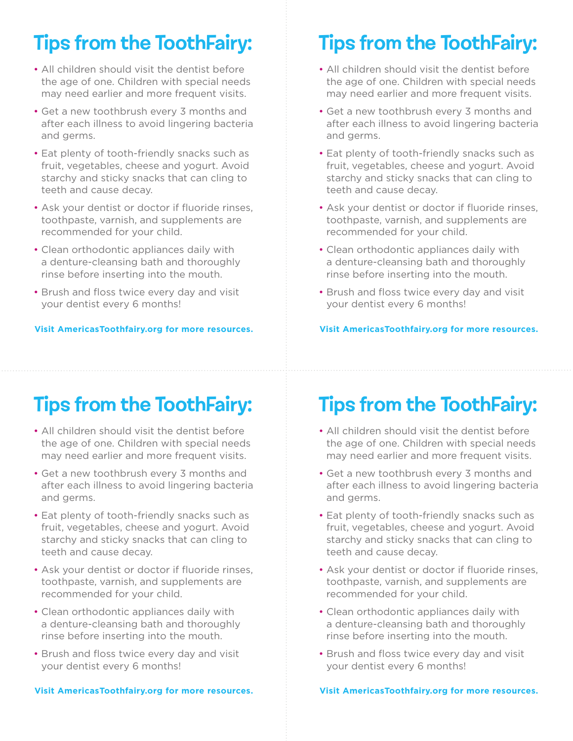# Tips from the ToothFairy:

- All children should visit the dentist before the age of one. Children with special needs may need earlier and more frequent visits.
- Get a new toothbrush every 3 months and after each illness to avoid lingering bacteria and germs.
- Eat plenty of tooth-friendly snacks such as fruit, vegetables, cheese and yogurt. Avoid starchy and sticky snacks that can cling to teeth and cause decay.
- Ask your dentist or doctor if fluoride rinses, toothpaste, varnish, and supplements are recommended for your child.
- Clean orthodontic appliances daily with a denture-cleansing bath and thoroughly rinse before inserting into the mouth.
- Brush and floss twice every day and visit your dentist every 6 months!

**Visit AmericasToothfairy.org for more resources.**

# Tips from the ToothFairy:

- All children should visit the dentist before the age of one. Children with special needs may need earlier and more frequent visits.
- Get a new toothbrush every 3 months and after each illness to avoid lingering bacteria and germs.
- Eat plenty of tooth-friendly snacks such as fruit, vegetables, cheese and yogurt. Avoid starchy and sticky snacks that can cling to teeth and cause decay.
- Ask your dentist or doctor if fluoride rinses, toothpaste, varnish, and supplements are recommended for your child.
- Clean orthodontic appliances daily with a denture-cleansing bath and thoroughly rinse before inserting into the mouth.
- Brush and floss twice every day and visit your dentist every 6 months!

**Visit AmericasToothfairy.org for more resources.**

# Tips from the ToothFairy:

- All children should visit the dentist before the age of one. Children with special needs may need earlier and more frequent visits.
- Get a new toothbrush every 3 months and after each illness to avoid lingering bacteria and germs.
- Eat plenty of tooth-friendly snacks such as fruit, vegetables, cheese and yogurt. Avoid starchy and sticky snacks that can cling to teeth and cause decay.
- Ask your dentist or doctor if fluoride rinses, toothpaste, varnish, and supplements are recommended for your child.
- Clean orthodontic appliances daily with a denture-cleansing bath and thoroughly rinse before inserting into the mouth.
- Brush and floss twice every day and visit your dentist every 6 months!

**Visit AmericasToothfairy.org for more resources.**

# Tips from the ToothFairy:

- All children should visit the dentist before the age of one. Children with special needs may need earlier and more frequent visits.
- Get a new toothbrush every 3 months and after each illness to avoid lingering bacteria and germs.
- Eat plenty of tooth-friendly snacks such as fruit, vegetables, cheese and yogurt. Avoid starchy and sticky snacks that can cling to teeth and cause decay.
- Ask your dentist or doctor if fluoride rinses, toothpaste, varnish, and supplements are recommended for your child.
- Clean orthodontic appliances daily with a denture-cleansing bath and thoroughly rinse before inserting into the mouth.
- Brush and floss twice every day and visit your dentist every 6 months!

**Visit AmericasToothfairy.org for more resources.**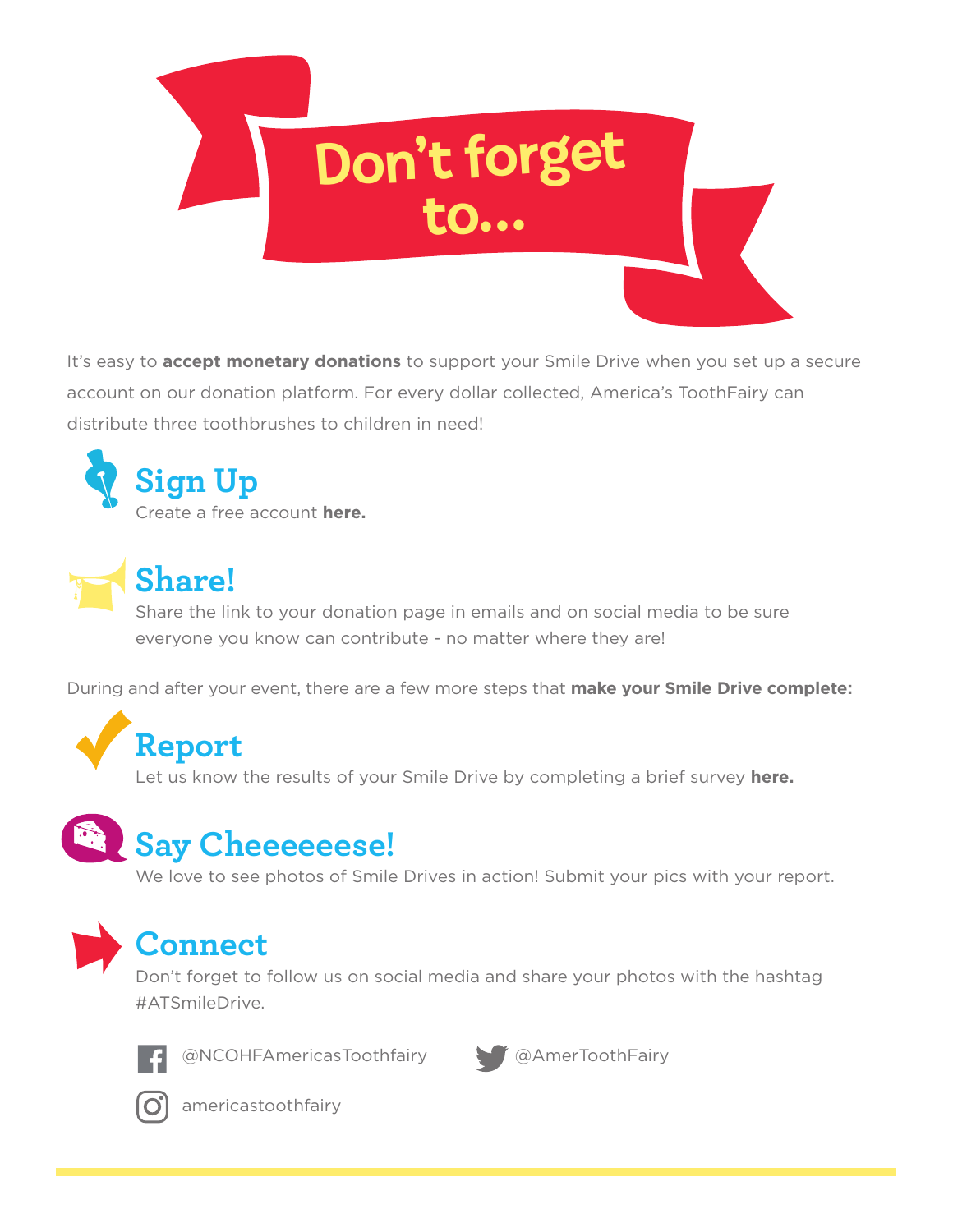# Don't forget to...

It's easy to **accept monetary donations** to support your Smile Drive when you set up a secure account on our donation platform. For every dollar collected, America's ToothFairy can distribute three toothbrushes to children in need!

## Sign Up

Create a free account **here.**

## Share!

Share the link to your donation page in emails and on social media to be sure everyone you know can contribute - no matter where they are!

During and after your event, there are a few more steps that **make your Smile Drive complete:**

## Report

Let us know the results of your Smile Drive by completing a brief survey **here.**

## Say Cheeeeeese!

We love to see photos of Smile Drives in action! Submit your pics with your report.

## Connect

Don't forget to follow us on social media and share your photos with the hashtag #ATSmileDrive.

@NCOHFAmericasToothfairy

@AmerToothFairy

americastoothfairy